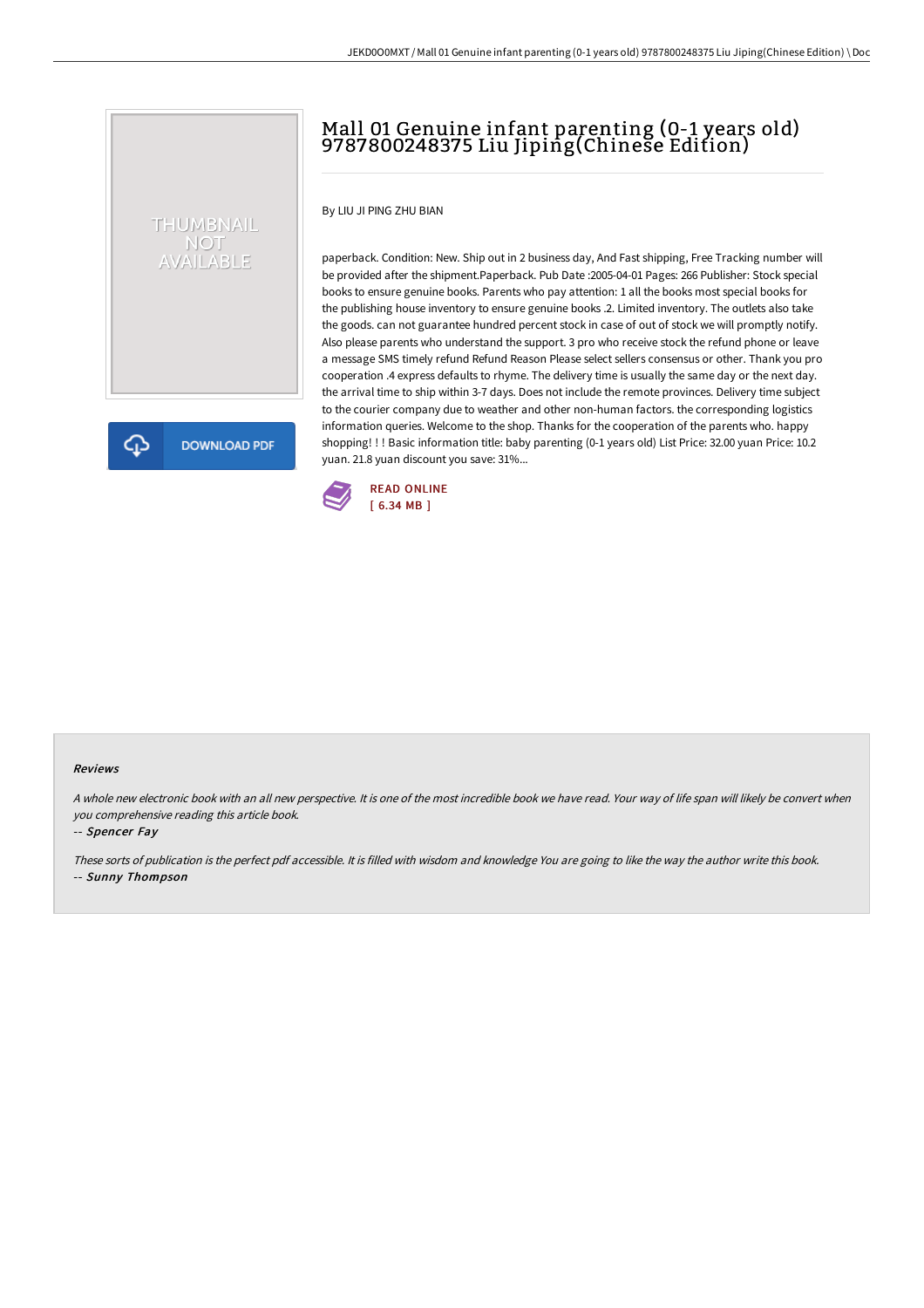# Mall 01 Genuine infant parenting (0-1 years old) 9787800248375 Liu Jiping(Chinese Edition)

By LIU JI PING ZHU BIAN

paperback. Condition: New. Ship out in 2 business day, And Fast shipping, Free Tracking number will be provided after the shipment.Paperback. Pub Date :2005-04-01 Pages: 266 Publisher: Stock special books to ensure genuine books. Parents who pay attention: 1 all the books most special books for the publishing house inventory to ensure genuine books .2. Limited inventory. The outlets also take the goods. can not guarantee hundred percent stock in case of out of stock we will promptly notify. Also please parents who understand the support. 3 pro who receive stock the refund phone or leave a message SMS timely refund Refund Reason Please select sellers consensus or other. Thank you pro cooperation .4 express defaults to rhyme. The delivery time is usually the same day or the next day. the arrival time to ship within 3-7 days. Does not include the remote provinces. Delivery time subject to the courier company due to weather and other non-human factors. the corresponding logistics information queries. Welcome to the shop. Thanks for the cooperation of the parents who. happy shopping! ! ! Basic information title: baby parenting (0-1 years old) List Price: 32.00 yuan Price: 10.2 yuan. 21.8 yuan discount you save: 31%...

THUMBNAIL NOT AVAILABLE

DOWNLOAD PDF

READ ONLINE
[ 6.34 MB ]

### Reviews

*A whole new electronic book with an all new perspective. It is one of the most incredible book we have read. Your way of life span will likely be convert when you comprehensive reading this article book.*

-- *Spencer Fay*

*These sorts of publication is the perfect pdf accessible. It is filled with wisdom and knowledge You are going to like the way the author write this book.*

-- *Sunny Thompson*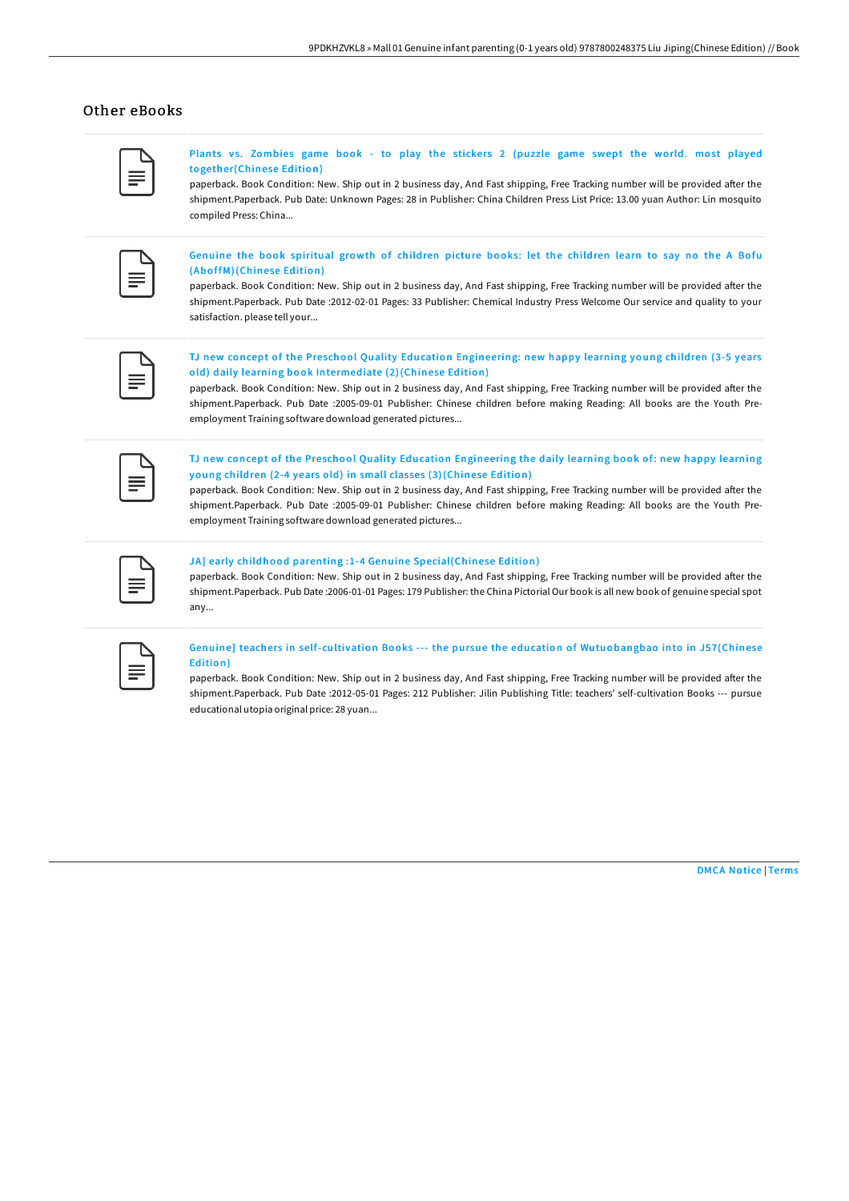## Other eBooks

**Plants vs. Zombies game book - to play the stickers 2 (puzzle game swept the world. most played together(Chinese Edition)**

paperback. Book Condition: New. Ship out in 2 business day, And Fast shipping, Free Tracking number will be provided after the shipment.Paperback. Pub Date: Unknown Pages: 28 in Publisher: China Children Press List Price: 13.00 yuan Author: Lin mosquito compiled Press: China...

**Genuine the book spiritual growth of children picture books: let the children learn to say no the A Bofu (AboffM)(Chinese Edition)**

paperback. Book Condition: New. Ship out in 2 business day, And Fast shipping, Free Tracking number will be provided after the shipment.Paperback. Pub Date :2012-02-01 Pages: 33 Publisher: Chemical Industry Press Welcome Our service and quality to your satisfaction. please tell your...

**TJ new concept of the Preschool Quality Education Engineering: new happy learning young children (3-5 years old) daily learning book Intermediate (2)(Chinese Edition)**

paperback. Book Condition: New. Ship out in 2 business day, And Fast shipping, Free Tracking number will be provided after the shipment.Paperback. Pub Date :2005-09-01 Publisher: Chinese children before making Reading: All books are the Youth Pre-employment Training software download generated pictures...

**TJ new concept of the Preschool Quality Education Engineering the daily learning book of: new happy learning young children (2-4 years old) in small classes (3)(Chinese Edition)**

paperback. Book Condition: New. Ship out in 2 business day, And Fast shipping, Free Tracking number will be provided after the shipment.Paperback. Pub Date :2005-09-01 Publisher: Chinese children before making Reading: All books are the Youth Pre-employment Training software download generated pictures...

**JA] early childhood parenting :1-4 Genuine Special(Chinese Edition)**

paperback. Book Condition: New. Ship out in 2 business day, And Fast shipping, Free Tracking number will be provided after the shipment.Paperback. Pub Date :2006-01-01 Pages: 179 Publisher: the China Pictorial Our book is all new book of genuine special spot any...

**Genuine] teachers in self-cultivation Books --- the pursue the education of Wutuobangbao into in J57(Chinese Edition)**

paperback. Book Condition: New. Ship out in 2 business day, And Fast shipping, Free Tracking number will be provided after the shipment.Paperback. Pub Date :2012-05-01 Pages: 212 Publisher: Jilin Publishing Title: teachers' self-cultivation Books --- pursue educational utopia original price: 28 yuan...

DMCA Notice | Terms